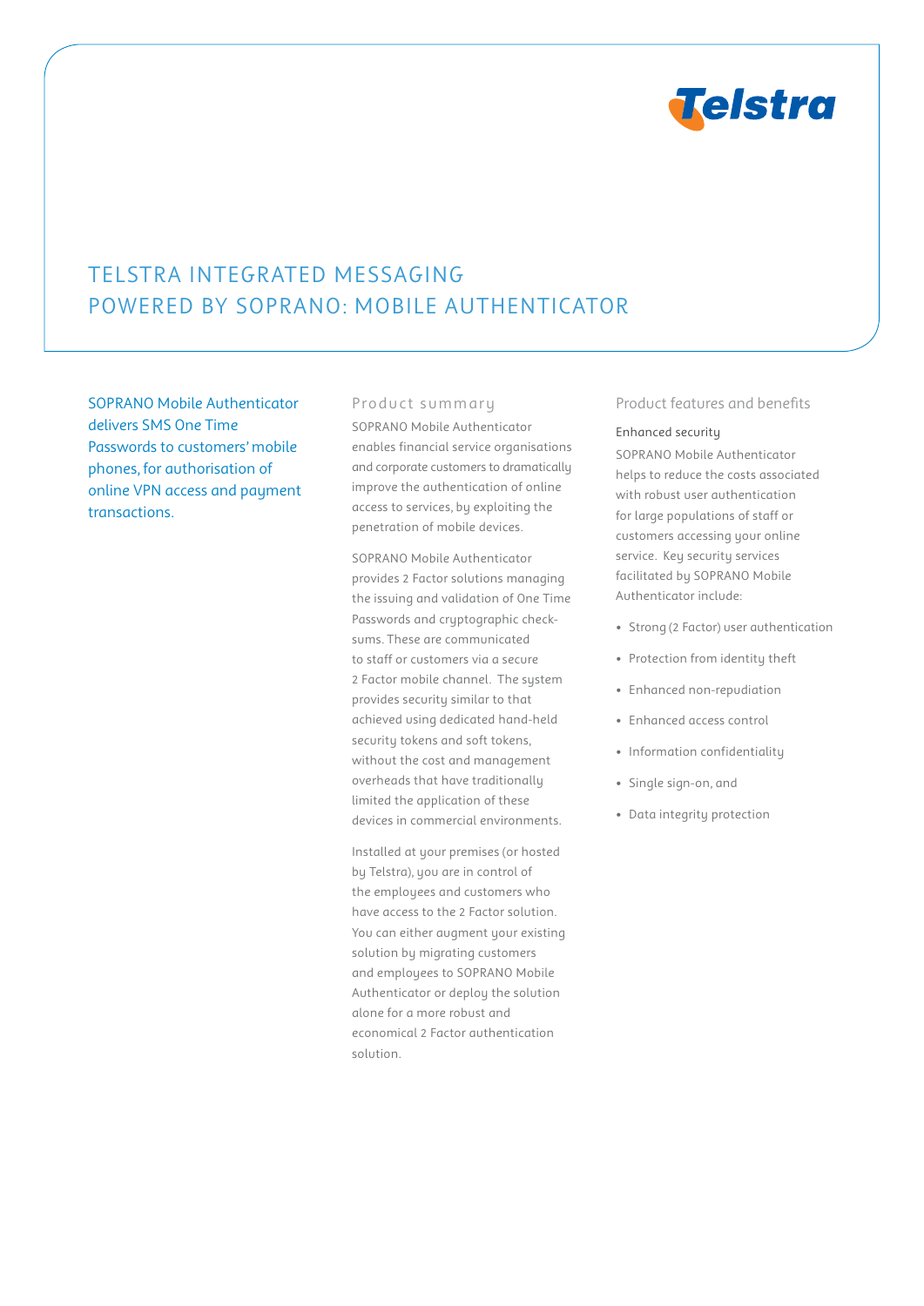# TELSTRA INTEGRATED MESSAGING POWERED BY SOPRANO: MOBILE AUTHENTICATOR

SOPRANO Mobile Authenticator delivers SMS One Time Passwords to customers' mobile phones, for authorisation of online VPN access and payment transactions.

## Product summary

SOPRANO Mobile Authenticator enables financial service organisations and corporate customers to dramatically improve the authentication of online access to services, by exploiting the penetration of mobile devices.

SOPRANO Mobile Authenticator provides 2 Factor solutions managing the issuing and validation of One Time Passwords and cryptographic check-sums. These are communicated to staff or customers via a secure 2 Factor mobile channel. The system provides security similar to that achieved using dedicated hand-held security tokens and soft tokens, without the cost and management overheads that have traditionally limited the application of these devices in commercial environments.

Installed at your premises (or hosted by Telstra), you are in control of the employees and customers who have access to the 2 Factor solution. You can either augment your existing solution by migrating customers and employees to SOPRANO Mobile Authenticator or deploy the solution alone for a more robust and economical 2 Factor authentication solution.

## Product features and benefits

### Enhanced security

SOPRANO Mobile Authenticator helps to reduce the costs associated with robust user authentication for large populations of staff or customers accessing your online service. Key security services facilitated by SOPRANO Mobile Authenticator include:

- Strong (2 Factor) user authentication
- Protection from identity theft
- Enhanced non-repudiation
- Enhanced access control
- Information confidentiality
- Single sign-on, and
- Data integrity protection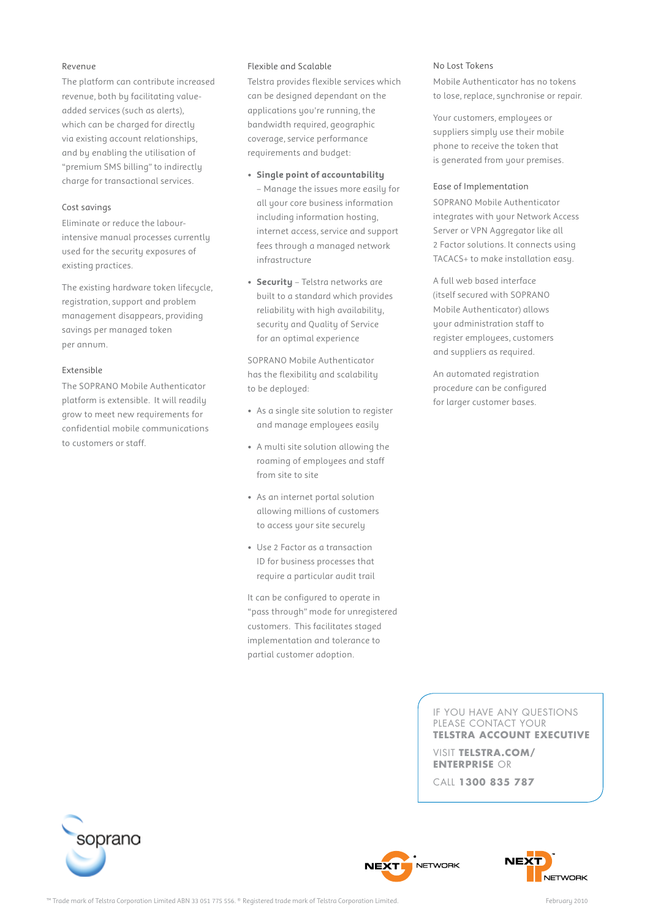### Revenue

The platform can contribute increased revenue, both by facilitating value-added services (such as alerts), which can be charged for directly via existing account relationships, and by enabling the utilisation of "premium SMS billing" to indirectly charge for transactional services.

### Cost savings

Eliminate or reduce the labour-intensive manual processes currently used for the security exposures of existing practices.

The existing hardware token lifecycle, registration, support and problem management disappears, providing savings per managed token per annum.

### Extensible

The SOPRANO Mobile Authenticator platform is extensible. It will readily grow to meet new requirements for confidential mobile communications to customers or staff.

### Flexible and Scalable

Telstra provides flexible services which can be designed dependant on the applications you're running, the bandwidth required, geographic coverage, service performance requirements and budget:

- **Single point of accountability** – Manage the issues more easily for all your core business information including information hosting, internet access, service and support fees through a managed network infrastructure
- **Security** – Telstra networks are built to a standard which provides reliability with high availability, security and Quality of Service for an optimal experience

SOPRANO Mobile Authenticator has the flexibility and scalability to be deployed:

- As a single site solution to register and manage employees easily
- A multi site solution allowing the roaming of employees and staff from site to site
- As an internet portal solution allowing millions of customers to access your site securely
- Use 2 Factor as a transaction ID for business processes that require a particular audit trail

It can be configured to operate in "pass through" mode for unregistered customers. This facilitates staged implementation and tolerance to partial customer adoption.

### No Lost Tokens

Mobile Authenticator has no tokens to lose, replace, synchronise or repair.

Your customers, employees or suppliers simply use their mobile phone to receive the token that is generated from your premises.

### Ease of Implementation

SOPRANO Mobile Authenticator integrates with your Network Access Server or VPN Aggregator like all 2 Factor solutions. It connects using TACACS+ to make installation easy.

A full web based interface (itself secured with SOPRANO Mobile Authenticator) allows your administration staff to register employees, customers and suppliers as required.

An automated registration procedure can be configured for larger customer bases.

IF YOU HAVE ANY QUESTIONS PLEASE CONTACT YOUR **TELSTRA ACCOUNT EXECUTIVE**

VISIT **TELSTRA.COM/ENTERPRISE** OR

CALL **1300 835 787**

soprano

NEXT G NETWORK

NEXT IP NETWORK

™ Trade mark of Telstra Corporation Limited ABN 33 051 775 556. ® Registered trade mark of Telstra Corporation Limited.

February 2010